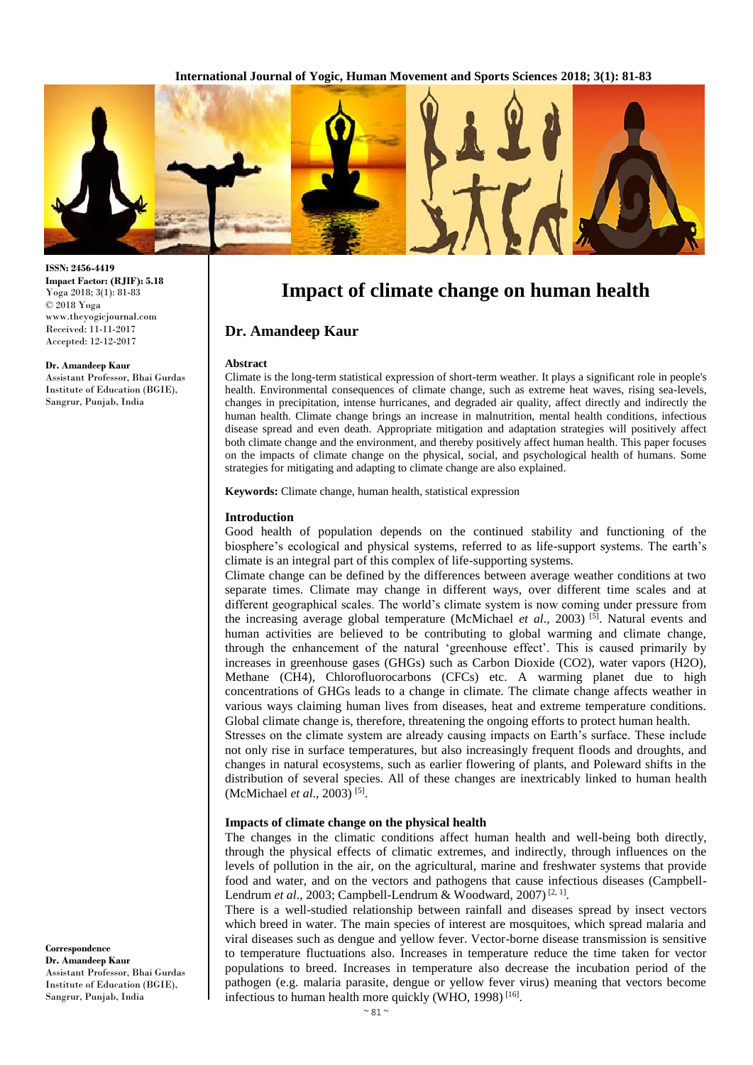# Impact of climate change on human health

## Dr. Amandeep Kaur

ISSN: 2456-4419
**Impact Factor: (RJIF): 5.18**
Yoga 2018; 3(1): 81-83
© 2018 Yoga
www.theyogicjournal.com
Received: 11-11-2017
Accepted: 12-12-2017

**Dr. Amandeep Kaur**
Assistant Professor, Bhai Gurdas Institute of Education (BGIE), Sangrur, Punjab, India

**Correspondence**
**Dr. Amandeep Kaur**
Assistant Professor, Bhai Gurdas Institute of Education (BGIE), Sangrur, Punjab, India

### Abstract

Climate is the long-term statistical expression of short-term weather. It plays a significant role in people's health. Environmental consequences of climate change, such as extreme heat waves, rising sea-levels, changes in precipitation, intense hurricanes, and degraded air quality, affect directly and indirectly the human health. Climate change brings an increase in malnutrition, mental health conditions, infectious disease spread and even death. Appropriate mitigation and adaptation strategies will positively affect both climate change and the environment, and thereby positively affect human health. This paper focuses on the impacts of climate change on the physical, social, and psychological health of humans. Some strategies for mitigating and adapting to climate change are also explained.

**Keywords:** Climate change, human health, statistical expression

### Introduction

Good health of population depends on the continued stability and functioning of the biosphere's ecological and physical systems, referred to as life-support systems. The earth's climate is an integral part of this complex of life-supporting systems.

Climate change can be defined by the differences between average weather conditions at two separate times. Climate may change in different ways, over different time scales and at different geographical scales. The world's climate system is now coming under pressure from the increasing average global temperature (McMichael *et al*., 2003) [5]. Natural events and human activities are believed to be contributing to global warming and climate change, through the enhancement of the natural 'greenhouse effect'. This is caused primarily by increases in greenhouse gases (GHGs) such as Carbon Dioxide ($CO_2$), water vapors ($H_2O$), Methane ($CH_4$), Chlorofluorocarbons (CFCs) etc. A warming planet due to high concentrations of GHGs leads to a change in climate. The climate change affects weather in various ways claiming human lives from diseases, heat and extreme temperature conditions. Global climate change is, therefore, threatening the ongoing efforts to protect human health.

Stresses on the climate system are already causing impacts on Earth's surface. These include not only rise in surface temperatures, but also increasingly frequent floods and droughts, and changes in natural ecosystems, such as earlier flowering of plants, and Poleward shifts in the distribution of several species. All of these changes are inextricably linked to human health (McMichael *et al*., 2003) [5].

### Impacts of climate change on the physical health

The changes in the climatic conditions affect human health and well-being both directly, through the physical effects of climatic extremes, and indirectly, through influences on the levels of pollution in the air, on the agricultural, marine and freshwater systems that provide food and water, and on the vectors and pathogens that cause infectious diseases (Campbell-Lendrum *et al*., 2003; Campbell-Lendrum & Woodward, 2007) [2, 1].

There is a well-studied relationship between rainfall and diseases spread by insect vectors which breed in water. The main species of interest are mosquitoes, which spread malaria and viral diseases such as dengue and yellow fever. Vector-borne disease transmission is sensitive to temperature fluctuations also. Increases in temperature reduce the time taken for vector populations to breed. Increases in temperature also decrease the incubation period of the pathogen (e.g. malaria parasite, dengue or yellow fever virus) meaning that vectors become infectious to human health more quickly (WHO, 1998) [16].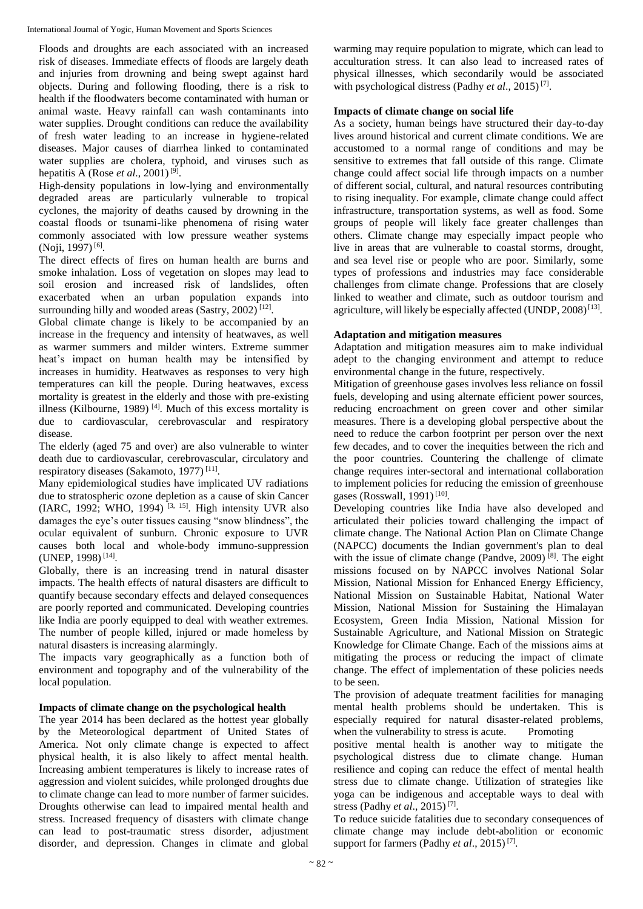Floods and droughts are each associated with an increased risk of diseases. Immediate effects of floods are largely death and injuries from drowning and being swept against hard objects. During and following flooding, there is a risk to health if the floodwaters become contaminated with human or animal waste. Heavy rainfall can wash contaminants into water supplies. Drought conditions can reduce the availability of fresh water leading to an increase in hygiene-related diseases. Major causes of diarrhea linked to contaminated water supplies are cholera, typhoid, and viruses such as hepatitis A (Rose *et al*., 2001) [9].

High-density populations in low-lying and environmentally degraded areas are particularly vulnerable to tropical cyclones, the majority of deaths caused by drowning in the coastal floods or tsunami-like phenomena of rising water commonly associated with low pressure weather systems (Noji, 1997) [6].

The direct effects of fires on human health are burns and smoke inhalation. Loss of vegetation on slopes may lead to soil erosion and increased risk of landslides, often exacerbated when an urban population expands into surrounding hilly and wooded areas (Sastry, 2002) [12].

Global climate change is likely to be accompanied by an increase in the frequency and intensity of heatwaves, as well as warmer summers and milder winters. Extreme summer heat's impact on human health may be intensified by increases in humidity. Heatwaves as responses to very high temperatures can kill the people. During heatwaves, excess mortality is greatest in the elderly and those with pre-existing illness (Kilbourne, 1989) [4]. Much of this excess mortality is due to cardiovascular, cerebrovascular and respiratory disease.

The elderly (aged 75 and over) are also vulnerable to winter death due to cardiovascular, cerebrovascular, circulatory and respiratory diseases (Sakamoto, 1977) [11].

Many epidemiological studies have implicated UV radiations due to stratospheric ozone depletion as a cause of skin Cancer (IARC, 1992; WHO, 1994) [3, 15]. High intensity UVR also damages the eye's outer tissues causing "snow blindness", the ocular equivalent of sunburn. Chronic exposure to UVR causes both local and whole-body immuno-suppression (UNEP, 1998) [14].

Globally, there is an increasing trend in natural disaster impacts. The health effects of natural disasters are difficult to quantify because secondary effects and delayed consequences are poorly reported and communicated. Developing countries like India are poorly equipped to deal with weather extremes. The number of people killed, injured or made homeless by natural disasters is increasing alarmingly.

The impacts vary geographically as a function both of environment and topography and of the vulnerability of the local population.

### Impacts of climate change on the psychological health

The year 2014 has been declared as the hottest year globally by the Meteorological department of United States of America. Not only climate change is expected to affect physical health, it is also likely to affect mental health. Increasing ambient temperatures is likely to increase rates of aggression and violent suicides, while prolonged droughts due to climate change can lead to more number of farmer suicides. Droughts otherwise can lead to impaired mental health and stress. Increased frequency of disasters with climate change can lead to post-traumatic stress disorder, adjustment disorder, and depression. Changes in climate and global warming may require population to migrate, which can lead to acculturation stress. It can also lead to increased rates of physical illnesses, which secondarily would be associated with psychological distress (Padhy *et al*., 2015) [7].

### Impacts of climate change on social life

As a society, human beings have structured their day-to-day lives around historical and current climate conditions. We are accustomed to a normal range of conditions and may be sensitive to extremes that fall outside of this range. Climate change could affect social life through impacts on a number of different social, cultural, and natural resources contributing to rising inequality. For example, climate change could affect infrastructure, transportation systems, as well as food. Some groups of people will likely face greater challenges than others. Climate change may especially impact people who live in areas that are vulnerable to coastal storms, drought, and sea level rise or people who are poor. Similarly, some types of professions and industries may face considerable challenges from climate change. Professions that are closely linked to weather and climate, such as outdoor tourism and agriculture, will likely be especially affected (UNDP, 2008) [13].

### Adaptation and mitigation measures

Adaptation and mitigation measures aim to make individual adept to the changing environment and attempt to reduce environmental change in the future, respectively.

Mitigation of greenhouse gases involves less reliance on fossil fuels, developing and using alternate efficient power sources, reducing encroachment on green cover and other similar measures. There is a developing global perspective about the need to reduce the carbon footprint per person over the next few decades, and to cover the inequities between the rich and the poor countries. Countering the challenge of climate change requires inter-sectoral and international collaboration to implement policies for reducing the emission of greenhouse gases (Rosswall, 1991) [10].

Developing countries like India have also developed and articulated their policies toward challenging the impact of climate change. The National Action Plan on Climate Change (NAPCC) documents the Indian government's plan to deal with the issue of climate change (Pandve, 2009) [8]. The eight missions focused on by NAPCC involves National Solar Mission, National Mission for Enhanced Energy Efficiency, National Mission on Sustainable Habitat, National Water Mission, National Mission for Sustaining the Himalayan Ecosystem, Green India Mission, National Mission for Sustainable Agriculture, and National Mission on Strategic Knowledge for Climate Change. Each of the missions aims at mitigating the process or reducing the impact of climate change. The effect of implementation of these policies needs to be seen.

The provision of adequate treatment facilities for managing mental health problems should be undertaken. This is especially required for natural disaster-related problems, when the vulnerability to stress is acute. Promoting positive mental health is another way to mitigate the psychological distress due to climate change. Human resilience and coping can reduce the effect of mental health stress due to climate change. Utilization of strategies like yoga can be indigenous and acceptable ways to deal with stress (Padhy *et al*., 2015) [7].

To reduce suicide fatalities due to secondary consequences of climate change may include debt-abolition or economic support for farmers (Padhy *et al*., 2015) [7].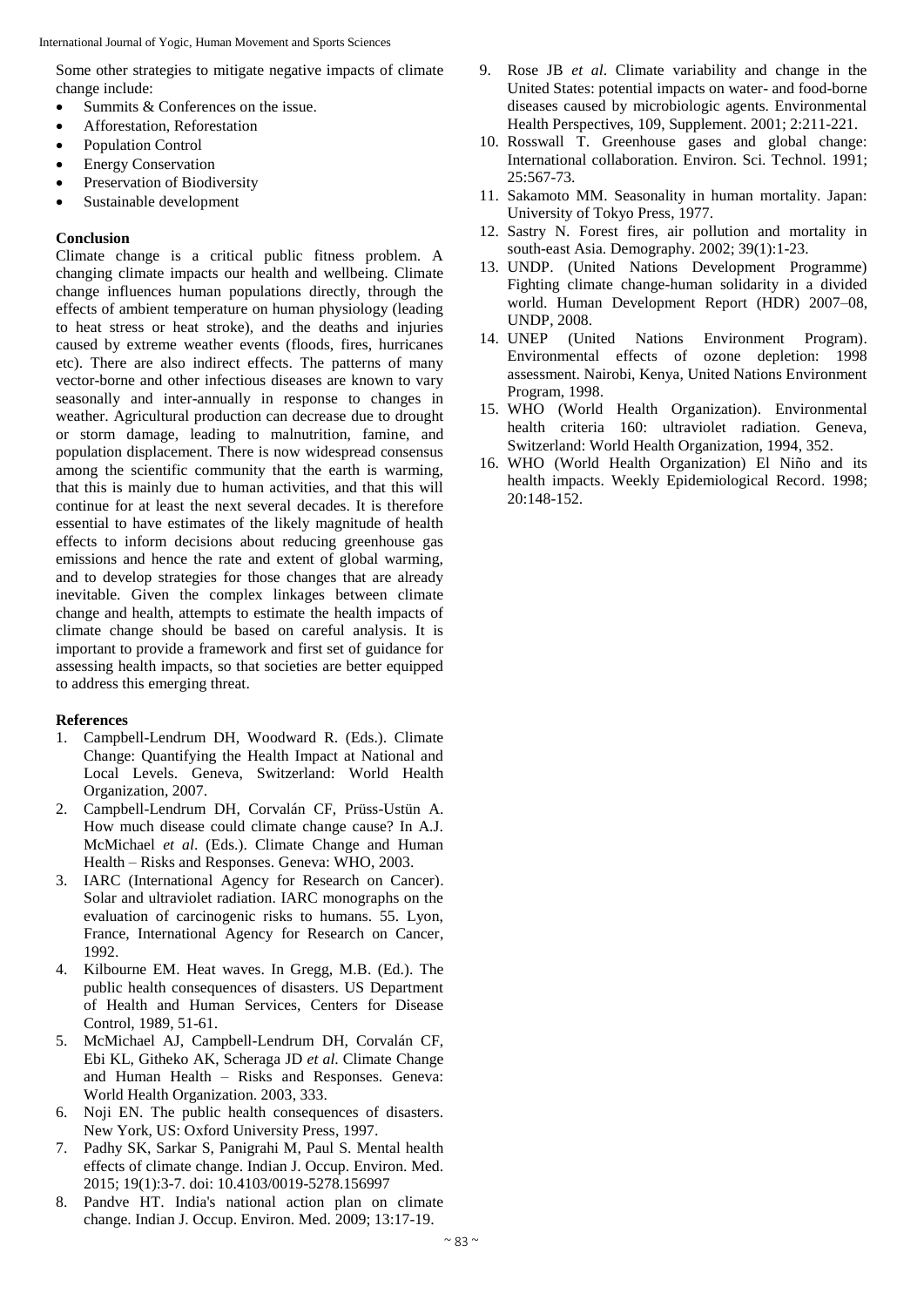Some other strategies to mitigate negative impacts of climate change include:

- Summits & Conferences on the issue.
- Afforestation, Reforestation
- Population Control
- Energy Conservation
- Preservation of Biodiversity
- Sustainable development

## Conclusion

Climate change is a critical public fitness problem. A changing climate impacts our health and wellbeing. Climate change influences human populations directly, through the effects of ambient temperature on human physiology (leading to heat stress or heat stroke), and the deaths and injuries caused by extreme weather events (floods, fires, hurricanes etc). There are also indirect effects. The patterns of many vector-borne and other infectious diseases are known to vary seasonally and inter-annually in response to changes in weather. Agricultural production can decrease due to drought or storm damage, leading to malnutrition, famine, and population displacement. There is now widespread consensus among the scientific community that the earth is warming, that this is mainly due to human activities, and that this will continue for at least the next several decades. It is therefore essential to have estimates of the likely magnitude of health effects to inform decisions about reducing greenhouse gas emissions and hence the rate and extent of global warming, and to develop strategies for those changes that are already inevitable. Given the complex linkages between climate change and health, attempts to estimate the health impacts of climate change should be based on careful analysis. It is important to provide a framework and first set of guidance for assessing health impacts, so that societies are better equipped to address this emerging threat.

## References

1. Campbell-Lendrum DH, Woodward R. (Eds.). Climate Change: Quantifying the Health Impact at National and Local Levels. Geneva, Switzerland: World Health Organization, 2007.
2. Campbell-Lendrum DH, Corvalán CF, Prüss-Ustün A. How much disease could climate change cause? In A.J. McMichael *et al*. (Eds.). Climate Change and Human Health – Risks and Responses. Geneva: WHO, 2003.
3. IARC (International Agency for Research on Cancer). Solar and ultraviolet radiation. IARC monographs on the evaluation of carcinogenic risks to humans. 55. Lyon, France, International Agency for Research on Cancer, 1992.
4. Kilbourne EM. Heat waves. In Gregg, M.B. (Ed.). The public health consequences of disasters. US Department of Health and Human Services, Centers for Disease Control, 1989, 51-61.
5. McMichael AJ, Campbell-Lendrum DH, Corvalán CF, Ebi KL, Githeko AK, Scheraga JD *et al*. Climate Change and Human Health – Risks and Responses. Geneva: World Health Organization. 2003, 333.
6. Noji EN. The public health consequences of disasters. New York, US: Oxford University Press, 1997.
7. Padhy SK, Sarkar S, Panigrahi M, Paul S. Mental health effects of climate change. Indian J. Occup. Environ. Med. 2015; 19(1):3-7. doi: 10.4103/0019-5278.156997
8. Pandve HT. India's national action plan on climate change. Indian J. Occup. Environ. Med. 2009; 13:17-19.
9. Rose JB *et al*. Climate variability and change in the United States: potential impacts on water- and food-borne diseases caused by microbiologic agents. Environmental Health Perspectives, 109, Supplement. 2001; 2:211-221.
10. Rosswall T. Greenhouse gases and global change: International collaboration. Environ. Sci. Technol. 1991; 25:567-73.
11. Sakamoto MM. Seasonality in human mortality. Japan: University of Tokyo Press, 1977.
12. Sastry N. Forest fires, air pollution and mortality in south-east Asia. Demography. 2002; 39(1):1-23.
13. UNDP. (United Nations Development Programme) Fighting climate change-human solidarity in a divided world. Human Development Report (HDR) 2007–08, UNDP, 2008.
14. UNEP (United Nations Environment Program). Environmental effects of ozone depletion: 1998 assessment. Nairobi, Kenya, United Nations Environment Program, 1998.
15. WHO (World Health Organization). Environmental health criteria 160: ultraviolet radiation. Geneva, Switzerland: World Health Organization, 1994, 352.
16. WHO (World Health Organization) El Niño and its health impacts. Weekly Epidemiological Record. 1998; 20:148-152.